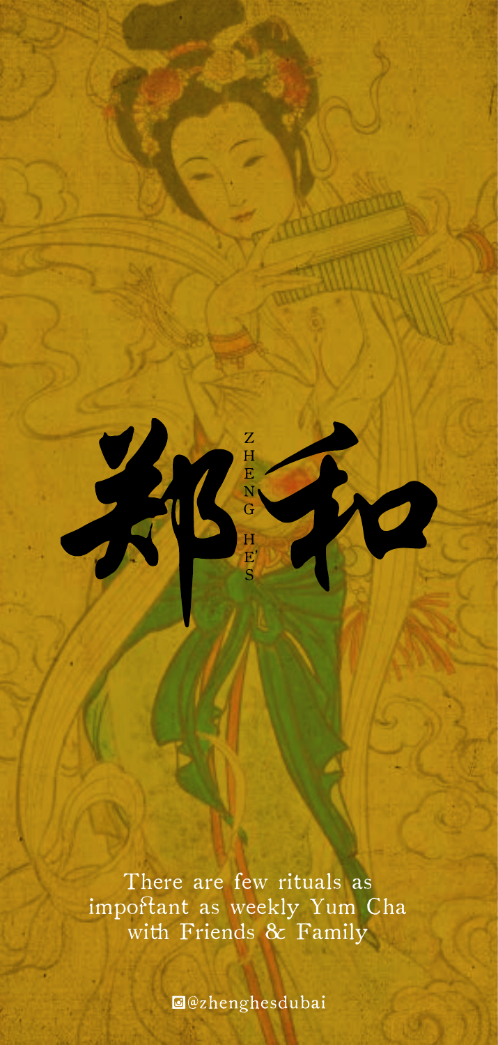# 郑和

ZHENG HE'S

There are few rituals as important as weekly Yum Cha with Friends & Family

@zhenghesdubai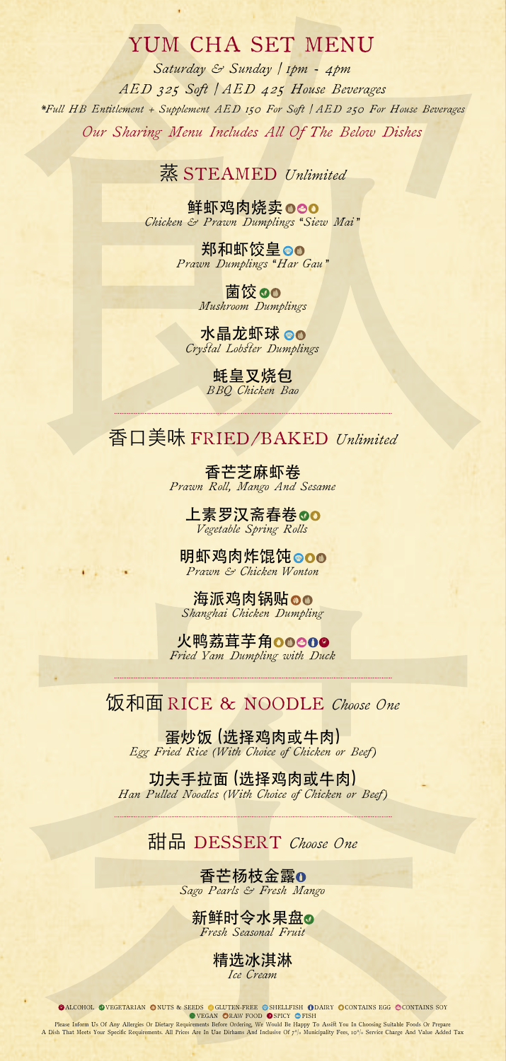# YUM CHA SET MENU

*Saturday & Sunday | 1pm - 4pm*

*AED 325 Soft | AED 425 House Beverages*

*\*Full HB Entitlement + Supplement AED 150 For Soft | AED 250 For House Beverages*

*Our Sharing Menu Includes All Of The Below Dishes*

## 蒸 STEAMED *Unlimited*

**鲜虾鸡肉烧卖**
*Chicken & Prawn Dumplings "Siew Mai"*

**郑和虾饺皇**
*Prawn Dumplings "Har Gau"*

**菌饺**
*Mushroom Dumplings*

**水晶龙虾球**
*Crystal Lobster Dumplings*

**蚝皇叉烧包**
*BBQ Chicken Bao*

## 香口美味 FRIED/BAKED *Unlimited*

**香芒芝麻虾卷**
*Prawn Roll, Mango And Sesame*

**上素罗汉斋春卷**
*Vegetable Spring Rolls*

**明虾鸡肉炸馄饨**
*Prawn & Chicken Wonton*

**海派鸡肉锅贴**
*Shanghai Chicken Dumpling*

**火鸭荔茸芋角**
*Fried Yam Dumpling with Duck*

## 饭和面 RICE & NOODLE *Choose One*

**蛋炒饭 (选择鸡肉或牛肉)**
*Egg Fried Rice (With Choice of Chicken or Beef)*

**功夫手拉面 (选择鸡肉或牛肉)**
*Han Pulled Noodles (With Choice of Chicken or Beef)*

## 甜品 DESSERT *Choose One*

**香芒杨枝金露**
*Sago Pearls & Fresh Mango*

**新鲜时令水果盘**
*Fresh Seasonal Fruit*

**精选冰淇淋**
*Ice Cream*

ALCOHOL VEGETARIAN NUTS & SEEDS GLUTEN-FREE SHELLFISH DAIRY CONTAINS EGG CONTAINS SOY VEGAN RAW FOOD SPICY FISH

Please Inform Us Of Any Allergies Or Dietary Requirements Before Ordering, We Would Be Happy To Assist You In Choosing Suitable Foods Or Prepare A Dish That Meets Your Specific Requirements. All Prices Are In Uae Dirhams And Inclusive Of 7% Municipality Fees, 10% Service Charge And Value Added Tax